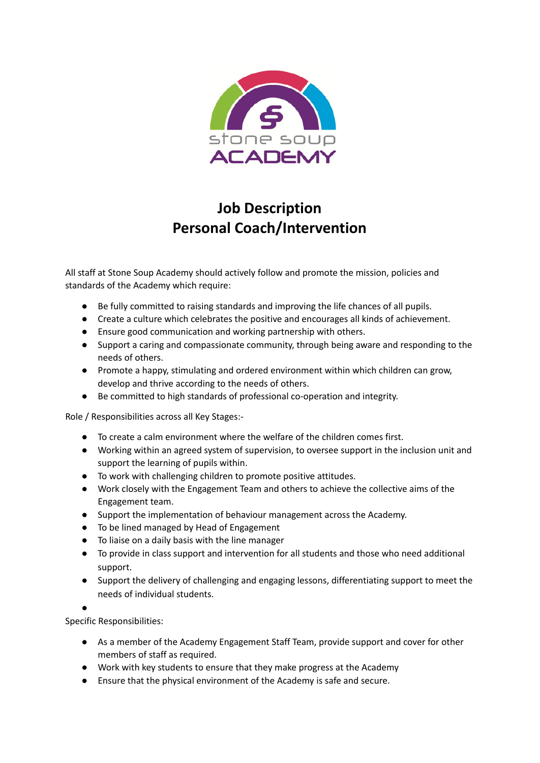# Job Description
# Personal Coach/Intervention

All staff at Stone Soup Academy should actively follow and promote the mission, policies and standards of the Academy which require:

- Be fully committed to raising standards and improving the life chances of all pupils.
- Create a culture which celebrates the positive and encourages all kinds of achievement.
- Ensure good communication and working partnership with others.
- Support a caring and compassionate community, through being aware and responding to the needs of others.
- Promote a happy, stimulating and ordered environment within which children can grow, develop and thrive according to the needs of others.
- Be committed to high standards of professional co-operation and integrity.

Role / Responsibilities across all Key Stages:-

- To create a calm environment where the welfare of the children comes first.
- Working within an agreed system of supervision, to oversee support in the inclusion unit and support the learning of pupils within.
- To work with challenging children to promote positive attitudes.
- Work closely with the Engagement Team and others to achieve the collective aims of the Engagement team.
- Support the implementation of behaviour management across the Academy.
- To be lined managed by Head of Engagement
- To liaise on a daily basis with the line manager
- To provide in class support and intervention for all students and those who need additional support.
- Support the delivery of challenging and engaging lessons, differentiating support to meet the needs of individual students.

Specific Responsibilities:

- As a member of the Academy Engagement Staff Team, provide support and cover for other members of staff as required.
- Work with key students to ensure that they make progress at the Academy
- Ensure that the physical environment of the Academy is safe and secure.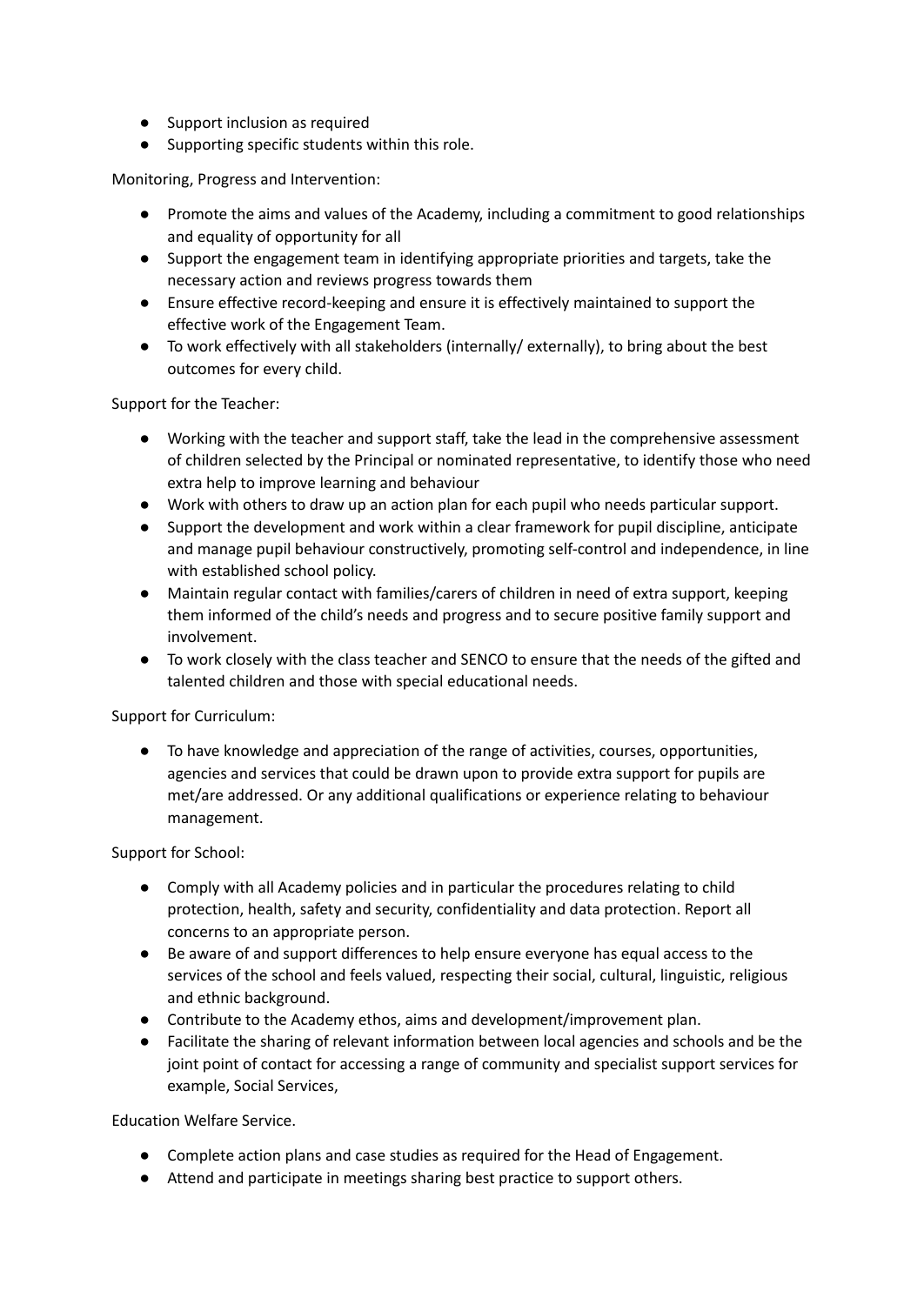- Support inclusion as required
- Supporting specific students within this role.

Monitoring, Progress and Intervention:

- Promote the aims and values of the Academy, including a commitment to good relationships and equality of opportunity for all
- Support the engagement team in identifying appropriate priorities and targets, take the necessary action and reviews progress towards them
- Ensure effective record-keeping and ensure it is effectively maintained to support the effective work of the Engagement Team.
- To work effectively with all stakeholders (internally/ externally), to bring about the best outcomes for every child.

Support for the Teacher:

- Working with the teacher and support staff, take the lead in the comprehensive assessment of children selected by the Principal or nominated representative, to identify those who need extra help to improve learning and behaviour
- Work with others to draw up an action plan for each pupil who needs particular support.
- Support the development and work within a clear framework for pupil discipline, anticipate and manage pupil behaviour constructively, promoting self-control and independence, in line with established school policy.
- Maintain regular contact with families/carers of children in need of extra support, keeping them informed of the child's needs and progress and to secure positive family support and involvement.
- To work closely with the class teacher and SENCO to ensure that the needs of the gifted and talented children and those with special educational needs.

Support for Curriculum:

- To have knowledge and appreciation of the range of activities, courses, opportunities, agencies and services that could be drawn upon to provide extra support for pupils are met/are addressed. Or any additional qualifications or experience relating to behaviour management.

Support for School:

- Comply with all Academy policies and in particular the procedures relating to child protection, health, safety and security, confidentiality and data protection. Report all concerns to an appropriate person.
- Be aware of and support differences to help ensure everyone has equal access to the services of the school and feels valued, respecting their social, cultural, linguistic, religious and ethnic background.
- Contribute to the Academy ethos, aims and development/improvement plan.
- Facilitate the sharing of relevant information between local agencies and schools and be the joint point of contact for accessing a range of community and specialist support services for example, Social Services,

Education Welfare Service.

- Complete action plans and case studies as required for the Head of Engagement.
- Attend and participate in meetings sharing best practice to support others.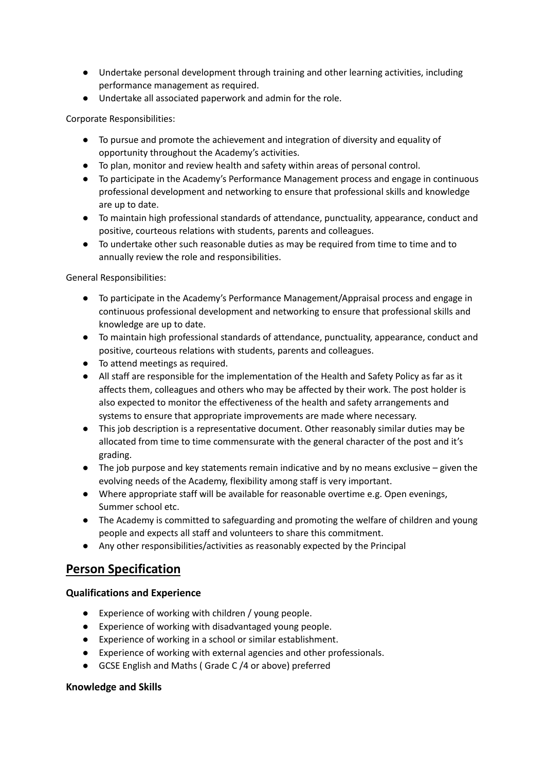- Undertake personal development through training and other learning activities, including performance management as required.
- Undertake all associated paperwork and admin for the role.

Corporate Responsibilities:

- To pursue and promote the achievement and integration of diversity and equality of opportunity throughout the Academy's activities.
- To plan, monitor and review health and safety within areas of personal control.
- To participate in the Academy's Performance Management process and engage in continuous professional development and networking to ensure that professional skills and knowledge are up to date.
- To maintain high professional standards of attendance, punctuality, appearance, conduct and positive, courteous relations with students, parents and colleagues.
- To undertake other such reasonable duties as may be required from time to time and to annually review the role and responsibilities.

General Responsibilities:

- To participate in the Academy's Performance Management/Appraisal process and engage in continuous professional development and networking to ensure that professional skills and knowledge are up to date.
- To maintain high professional standards of attendance, punctuality, appearance, conduct and positive, courteous relations with students, parents and colleagues.
- To attend meetings as required.
- All staff are responsible for the implementation of the Health and Safety Policy as far as it affects them, colleagues and others who may be affected by their work. The post holder is also expected to monitor the effectiveness of the health and safety arrangements and systems to ensure that appropriate improvements are made where necessary.
- This job description is a representative document. Other reasonably similar duties may be allocated from time to time commensurate with the general character of the post and it's grading.
- The job purpose and key statements remain indicative and by no means exclusive – given the evolving needs of the Academy, flexibility among staff is very important.
- Where appropriate staff will be available for reasonable overtime e.g. Open evenings, Summer school etc.
- The Academy is committed to safeguarding and promoting the welfare of children and young people and expects all staff and volunteers to share this commitment.
- Any other responsibilities/activities as reasonably expected by the Principal

## Person Specification

### Qualifications and Experience

- Experience of working with children / young people.
- Experience of working with disadvantaged young people.
- Experience of working in a school or similar establishment.
- Experience of working with external agencies and other professionals.
- GCSE English and Maths ( Grade C /4 or above) preferred

### Knowledge and Skills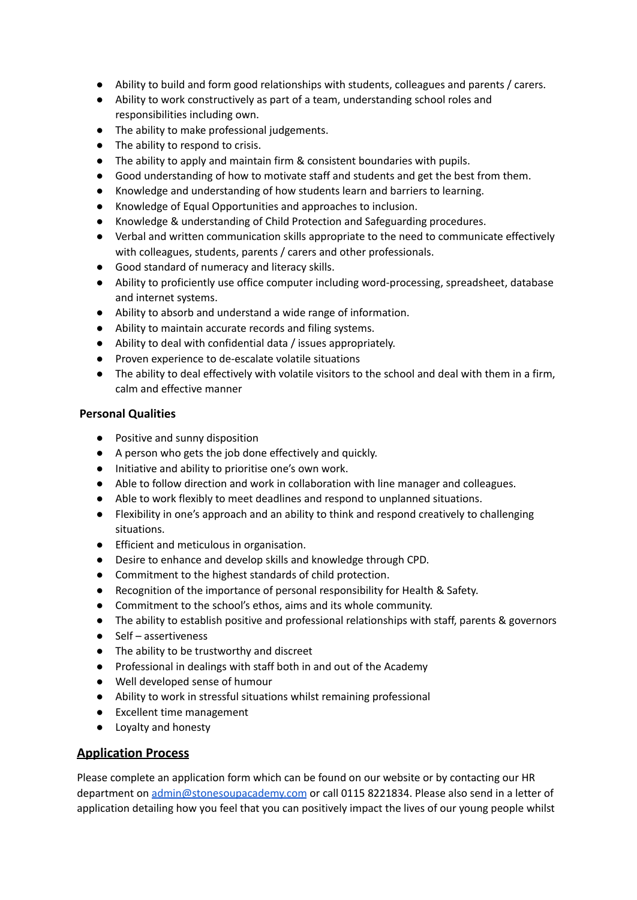- Ability to build and form good relationships with students, colleagues and parents / carers.
- Ability to work constructively as part of a team, understanding school roles and responsibilities including own.
- The ability to make professional judgements.
- The ability to respond to crisis.
- The ability to apply and maintain firm & consistent boundaries with pupils.
- Good understanding of how to motivate staff and students and get the best from them.
- Knowledge and understanding of how students learn and barriers to learning.
- Knowledge of Equal Opportunities and approaches to inclusion.
- Knowledge & understanding of Child Protection and Safeguarding procedures.
- Verbal and written communication skills appropriate to the need to communicate effectively with colleagues, students, parents / carers and other professionals.
- Good standard of numeracy and literacy skills.
- Ability to proficiently use office computer including word-processing, spreadsheet, database and internet systems.
- Ability to absorb and understand a wide range of information.
- Ability to maintain accurate records and filing systems.
- Ability to deal with confidential data / issues appropriately.
- Proven experience to de-escalate volatile situations
- The ability to deal effectively with volatile visitors to the school and deal with them in a firm, calm and effective manner

**Personal Qualities**

- Positive and sunny disposition
- A person who gets the job done effectively and quickly.
- Initiative and ability to prioritise one's own work.
- Able to follow direction and work in collaboration with line manager and colleagues.
- Able to work flexibly to meet deadlines and respond to unplanned situations.
- Flexibility in one's approach and an ability to think and respond creatively to challenging situations.
- Efficient and meticulous in organisation.
- Desire to enhance and develop skills and knowledge through CPD.
- Commitment to the highest standards of child protection.
- Recognition of the importance of personal responsibility for Health & Safety.
- Commitment to the school's ethos, aims and its whole community.
- The ability to establish positive and professional relationships with staff, parents & governors
- Self – assertiveness
- The ability to be trustworthy and discreet
- Professional in dealings with staff both in and out of the Academy
- Well developed sense of humour
- Ability to work in stressful situations whilst remaining professional
- Excellent time management
- Loyalty and honesty

## Application Process

Please complete an application form which can be found on our website or by contacting our HR department on admin@stonesoupacademy.com or call 0115 8221834. Please also send in a letter of application detailing how you feel that you can positively impact the lives of our young people whilst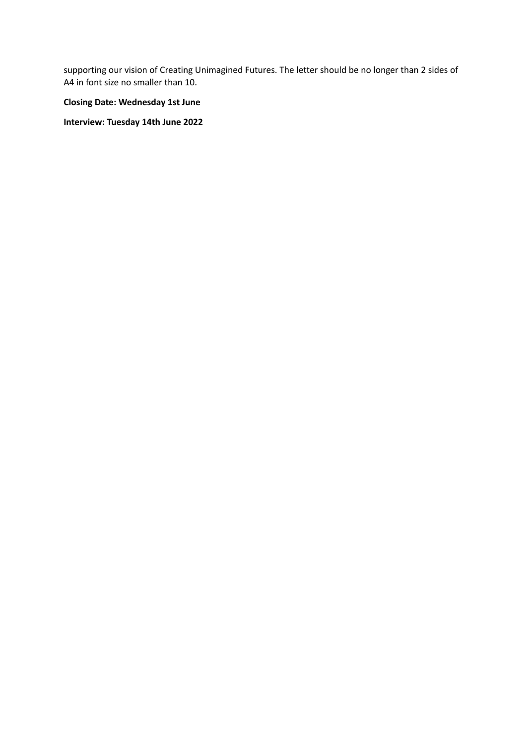supporting our vision of Creating Unimagined Futures. The letter should be no longer than 2 sides of A4 in font size no smaller than 10.

**Closing Date: Wednesday 1st June**

**Interview: Tuesday 14th June 2022**